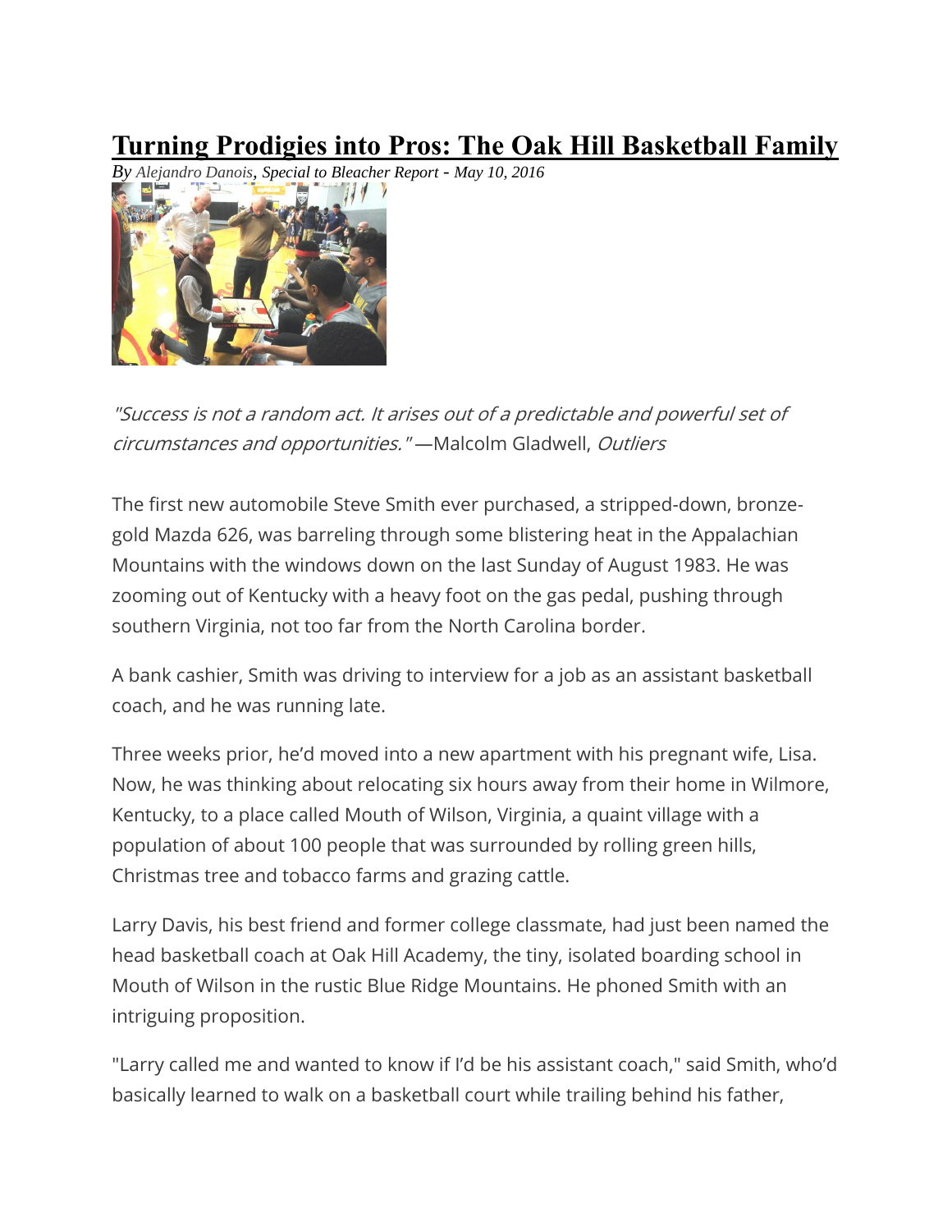# Turning Prodigies into Pros: The Oak Hill Basketball Family

*By Alejandro Danois, Special to Bleacher Report - May 10, 2016*

*"Success is not a random act. It arises out of a predictable and powerful set of circumstances and opportunities."* —Malcolm Gladwell, *Outliers*

The first new automobile Steve Smith ever purchased, a stripped-down, bronze-gold Mazda 626, was barreling through some blistering heat in the Appalachian Mountains with the windows down on the last Sunday of August 1983. He was zooming out of Kentucky with a heavy foot on the gas pedal, pushing through southern Virginia, not too far from the North Carolina border.

A bank cashier, Smith was driving to interview for a job as an assistant basketball coach, and he was running late.

Three weeks prior, he'd moved into a new apartment with his pregnant wife, Lisa. Now, he was thinking about relocating six hours away from their home in Wilmore, Kentucky, to a place called Mouth of Wilson, Virginia, a quaint village with a population of about 100 people that was surrounded by rolling green hills, Christmas tree and tobacco farms and grazing cattle.

Larry Davis, his best friend and former college classmate, had just been named the head basketball coach at Oak Hill Academy, the tiny, isolated boarding school in Mouth of Wilson in the rustic Blue Ridge Mountains. He phoned Smith with an intriguing proposition.

"Larry called me and wanted to know if I'd be his assistant coach," said Smith, who'd basically learned to walk on a basketball court while trailing behind his father,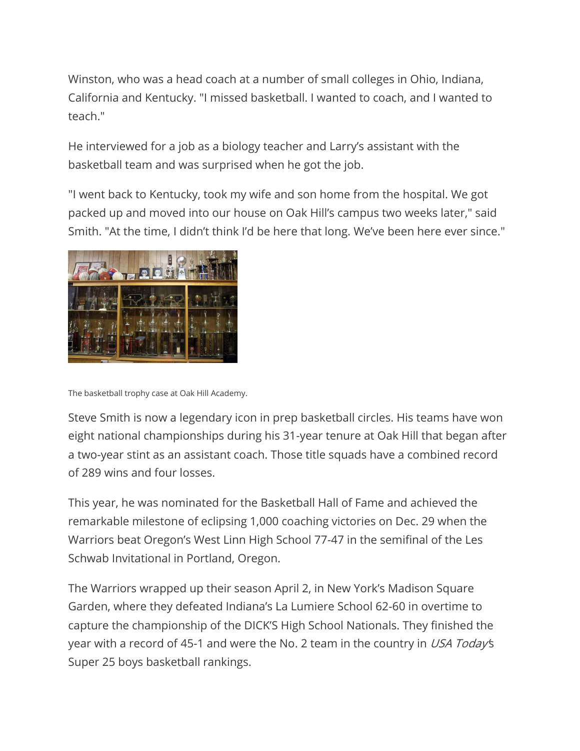Winston, who was a head coach at a number of small colleges in Ohio, Indiana, California and Kentucky. "I missed basketball. I wanted to coach, and I wanted to teach."

He interviewed for a job as a biology teacher and Larry's assistant with the basketball team and was surprised when he got the job.

"I went back to Kentucky, took my wife and son home from the hospital. We got packed up and moved into our house on Oak Hill's campus two weeks later," said Smith. "At the time, I didn't think I'd be here that long. We've been here ever since."

The basketball trophy case at Oak Hill Academy.

Steve Smith is now a legendary icon in prep basketball circles. His teams have won eight national championships during his 31-year tenure at Oak Hill that began after a two-year stint as an assistant coach. Those title squads have a combined record of 289 wins and four losses.

This year, he was nominated for the Basketball Hall of Fame and achieved the remarkable milestone of eclipsing 1,000 coaching victories on Dec. 29 when the Warriors beat Oregon's West Linn High School 77-47 in the semifinal of the Les Schwab Invitational in Portland, Oregon.

The Warriors wrapped up their season April 2, in New York's Madison Square Garden, where they defeated Indiana's La Lumiere School 62-60 in overtime to capture the championship of the DICK'S High School Nationals. They finished the year with a record of 45-1 and were the No. 2 team in the country in *USA Today*'s Super 25 boys basketball rankings.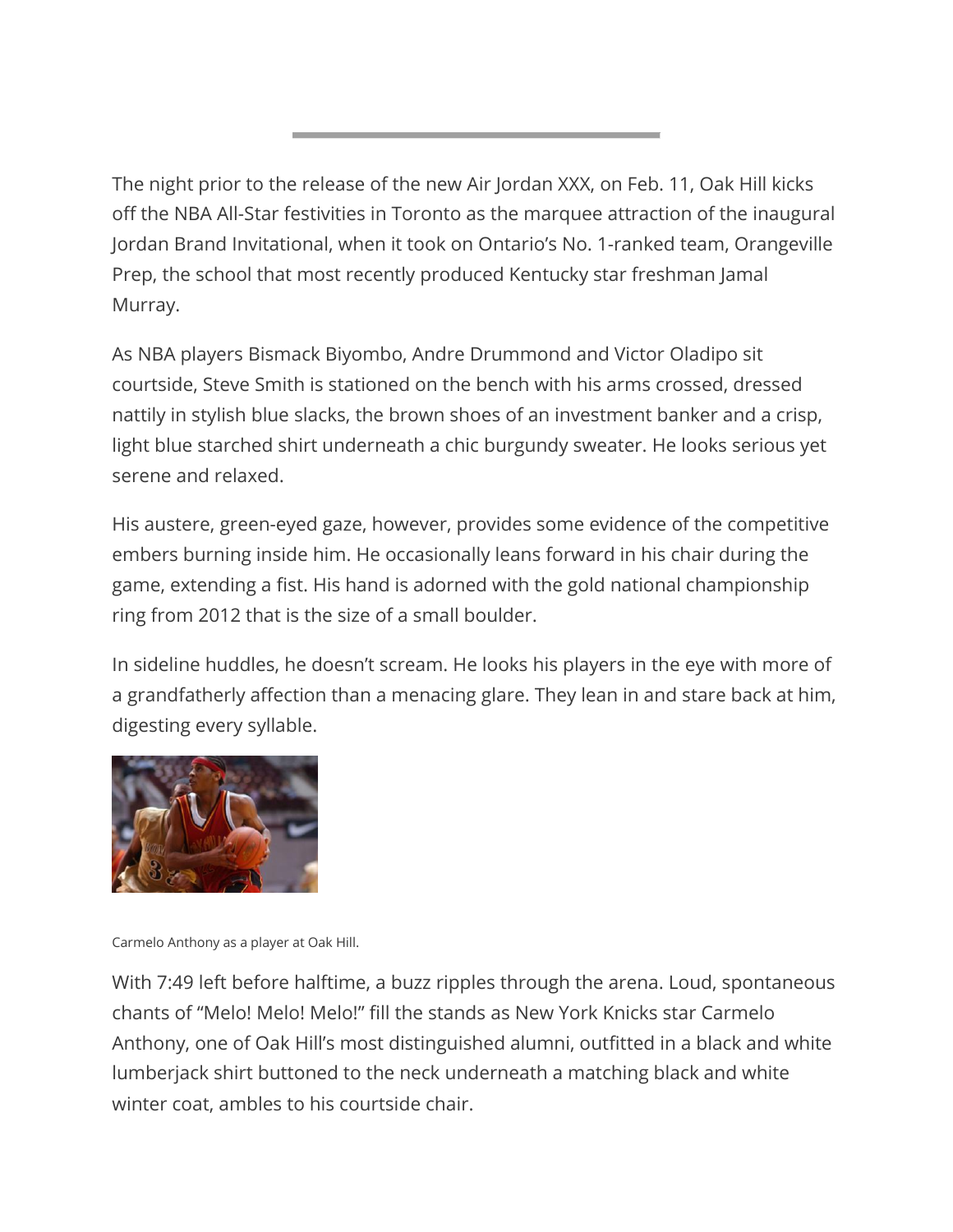The night prior to the release of the new Air Jordan XXX, on Feb. 11, Oak Hill kicks off the NBA All-Star festivities in Toronto as the marquee attraction of the inaugural Jordan Brand Invitational, when it took on Ontario's No. 1-ranked team, Orangeville Prep, the school that most recently produced Kentucky star freshman Jamal Murray.

As NBA players Bismack Biyombo, Andre Drummond and Victor Oladipo sit courtside, Steve Smith is stationed on the bench with his arms crossed, dressed nattily in stylish blue slacks, the brown shoes of an investment banker and a crisp, light blue starched shirt underneath a chic burgundy sweater. He looks serious yet serene and relaxed.

His austere, green-eyed gaze, however, provides some evidence of the competitive embers burning inside him. He occasionally leans forward in his chair during the game, extending a fist. His hand is adorned with the gold national championship ring from 2012 that is the size of a small boulder.

In sideline huddles, he doesn't scream. He looks his players in the eye with more of a grandfatherly affection than a menacing glare. They lean in and stare back at him, digesting every syllable.

Carmelo Anthony as a player at Oak Hill.

With 7:49 left before halftime, a buzz ripples through the arena. Loud, spontaneous chants of "Melo! Melo! Melo!" fill the stands as New York Knicks star Carmelo Anthony, one of Oak Hill's most distinguished alumni, outfitted in a black and white lumberjack shirt buttoned to the neck underneath a matching black and white winter coat, ambles to his courtside chair.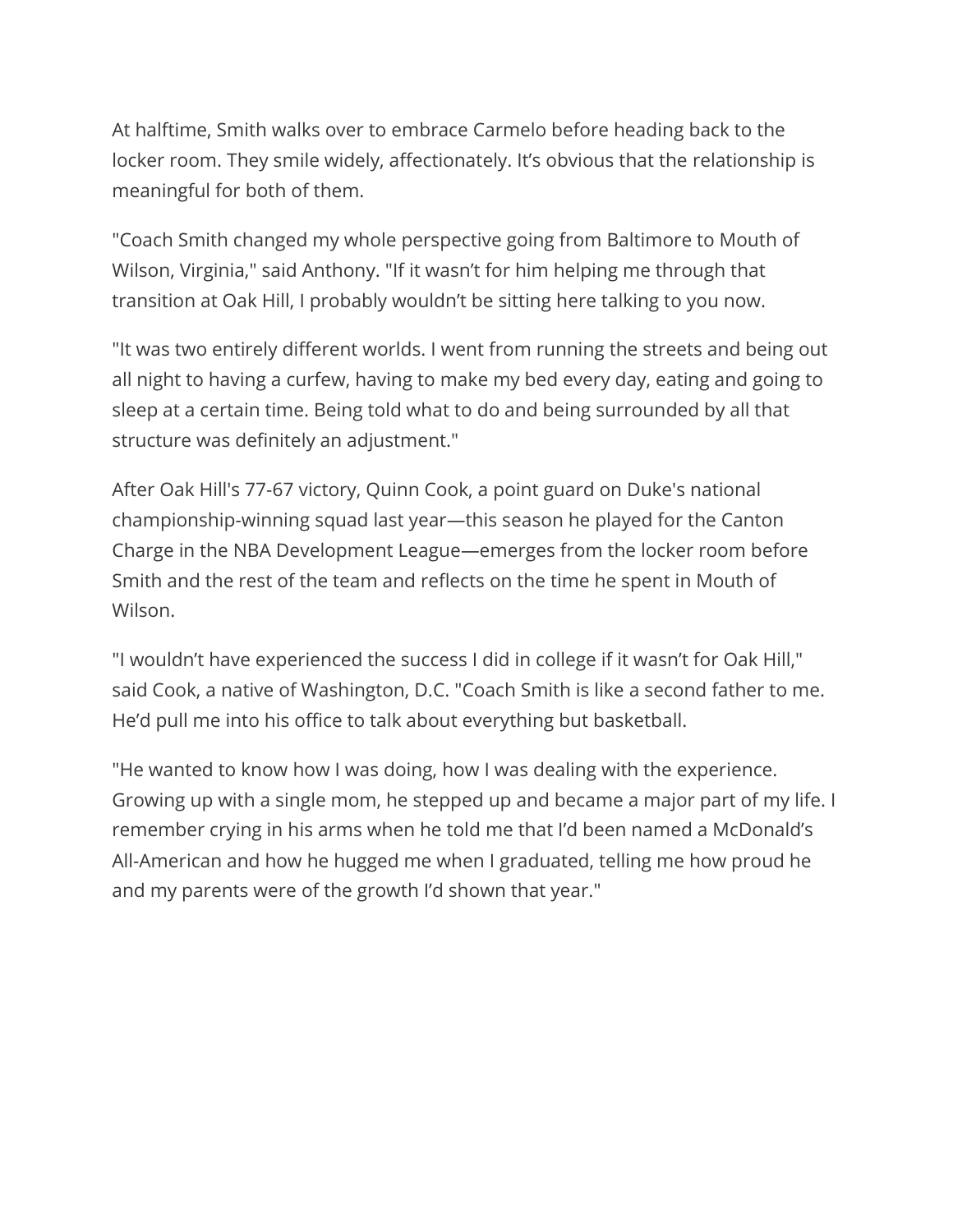At halftime, Smith walks over to embrace Carmelo before heading back to the locker room. They smile widely, affectionately. It's obvious that the relationship is meaningful for both of them.

"Coach Smith changed my whole perspective going from Baltimore to Mouth of Wilson, Virginia," said Anthony. "If it wasn't for him helping me through that transition at Oak Hill, I probably wouldn't be sitting here talking to you now.

"It was two entirely different worlds. I went from running the streets and being out all night to having a curfew, having to make my bed every day, eating and going to sleep at a certain time. Being told what to do and being surrounded by all that structure was definitely an adjustment."

After Oak Hill's 77-67 victory, Quinn Cook, a point guard on Duke's national championship-winning squad last year—this season he played for the Canton Charge in the NBA Development League—emerges from the locker room before Smith and the rest of the team and reflects on the time he spent in Mouth of Wilson.

"I wouldn't have experienced the success I did in college if it wasn't for Oak Hill," said Cook, a native of Washington, D.C. "Coach Smith is like a second father to me. He'd pull me into his office to talk about everything but basketball.

"He wanted to know how I was doing, how I was dealing with the experience. Growing up with a single mom, he stepped up and became a major part of my life. I remember crying in his arms when he told me that I'd been named a McDonald's All-American and how he hugged me when I graduated, telling me how proud he and my parents were of the growth I'd shown that year."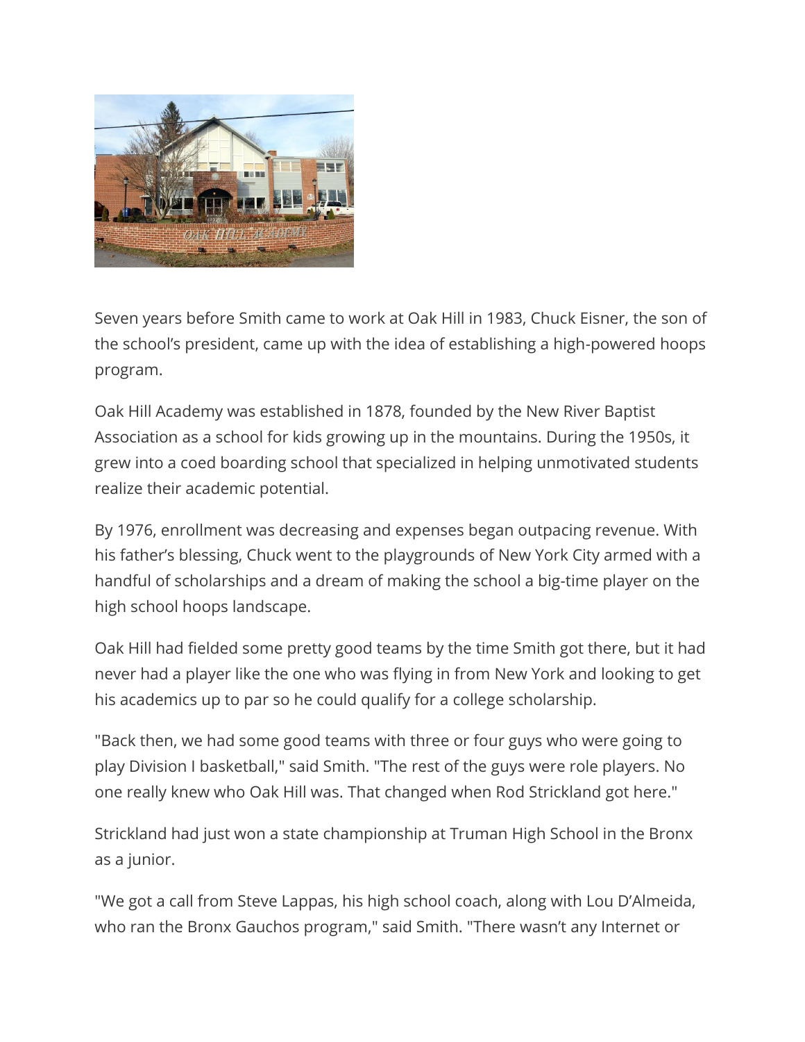Seven years before Smith came to work at Oak Hill in 1983, Chuck Eisner, the son of the school's president, came up with the idea of establishing a high-powered hoops program.

Oak Hill Academy was established in 1878, founded by the New River Baptist Association as a school for kids growing up in the mountains. During the 1950s, it grew into a coed boarding school that specialized in helping unmotivated students realize their academic potential.

By 1976, enrollment was decreasing and expenses began outpacing revenue. With his father's blessing, Chuck went to the playgrounds of New York City armed with a handful of scholarships and a dream of making the school a big-time player on the high school hoops landscape.

Oak Hill had fielded some pretty good teams by the time Smith got there, but it had never had a player like the one who was flying in from New York and looking to get his academics up to par so he could qualify for a college scholarship.

"Back then, we had some good teams with three or four guys who were going to play Division I basketball," said Smith. "The rest of the guys were role players. No one really knew who Oak Hill was. That changed when Rod Strickland got here."

Strickland had just won a state championship at Truman High School in the Bronx as a junior.

"We got a call from Steve Lappas, his high school coach, along with Lou D'Almeida, who ran the Bronx Gauchos program," said Smith. "There wasn't any Internet or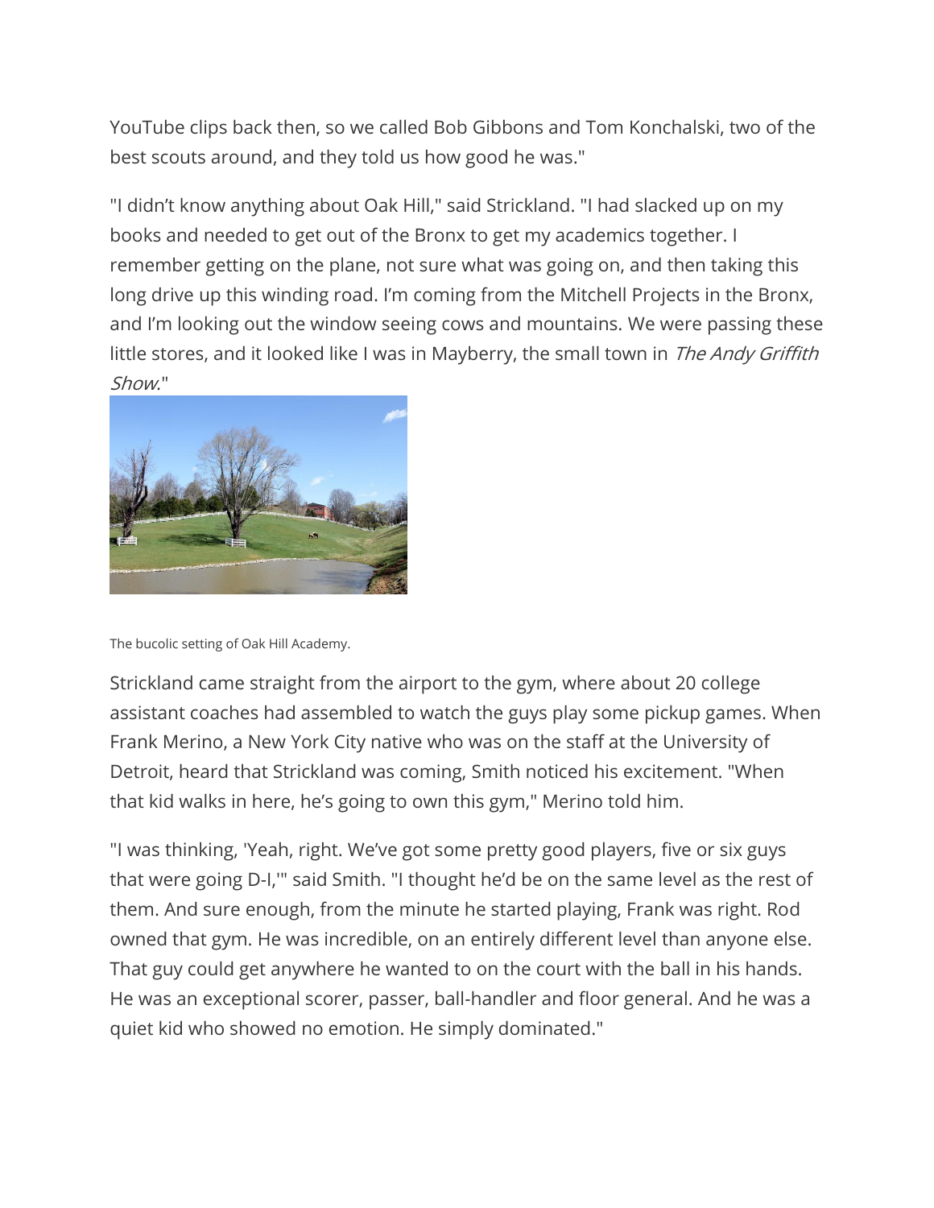YouTube clips back then, so we called Bob Gibbons and Tom Konchalski, two of the best scouts around, and they told us how good he was."

"I didn't know anything about Oak Hill," said Strickland. "I had slacked up on my books and needed to get out of the Bronx to get my academics together. I remember getting on the plane, not sure what was going on, and then taking this long drive up this winding road. I'm coming from the Mitchell Projects in the Bronx, and I'm looking out the window seeing cows and mountains. We were passing these little stores, and it looked like I was in Mayberry, the small town in *The Andy Griffith Show*."

The bucolic setting of Oak Hill Academy.

Strickland came straight from the airport to the gym, where about 20 college assistant coaches had assembled to watch the guys play some pickup games. When Frank Merino, a New York City native who was on the staff at the University of Detroit, heard that Strickland was coming, Smith noticed his excitement. "When that kid walks in here, he's going to own this gym," Merino told him.

"I was thinking, 'Yeah, right. We've got some pretty good players, five or six guys that were going D-I,'" said Smith. "I thought he'd be on the same level as the rest of them. And sure enough, from the minute he started playing, Frank was right. Rod owned that gym. He was incredible, on an entirely different level than anyone else. That guy could get anywhere he wanted to on the court with the ball in his hands. He was an exceptional scorer, passer, ball-handler and floor general. And he was a quiet kid who showed no emotion. He simply dominated."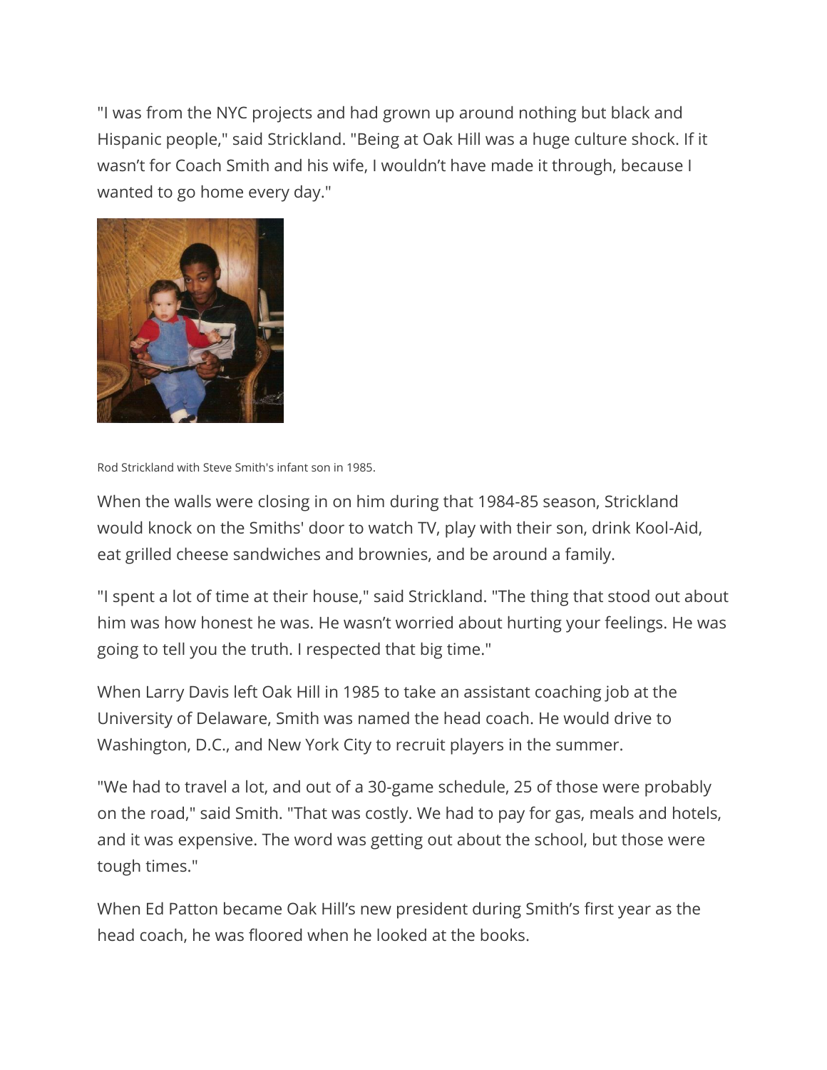"I was from the NYC projects and had grown up around nothing but black and Hispanic people," said Strickland. "Being at Oak Hill was a huge culture shock. If it wasn't for Coach Smith and his wife, I wouldn't have made it through, because I wanted to go home every day."

Rod Strickland with Steve Smith's infant son in 1985.

When the walls were closing in on him during that 1984-85 season, Strickland would knock on the Smiths' door to watch TV, play with their son, drink Kool-Aid, eat grilled cheese sandwiches and brownies, and be around a family.

"I spent a lot of time at their house," said Strickland. "The thing that stood out about him was how honest he was. He wasn't worried about hurting your feelings. He was going to tell you the truth. I respected that big time."

When Larry Davis left Oak Hill in 1985 to take an assistant coaching job at the University of Delaware, Smith was named the head coach. He would drive to Washington, D.C., and New York City to recruit players in the summer.

"We had to travel a lot, and out of a 30-game schedule, 25 of those were probably on the road," said Smith. "That was costly. We had to pay for gas, meals and hotels, and it was expensive. The word was getting out about the school, but those were tough times."

When Ed Patton became Oak Hill's new president during Smith's first year as the head coach, he was floored when he looked at the books.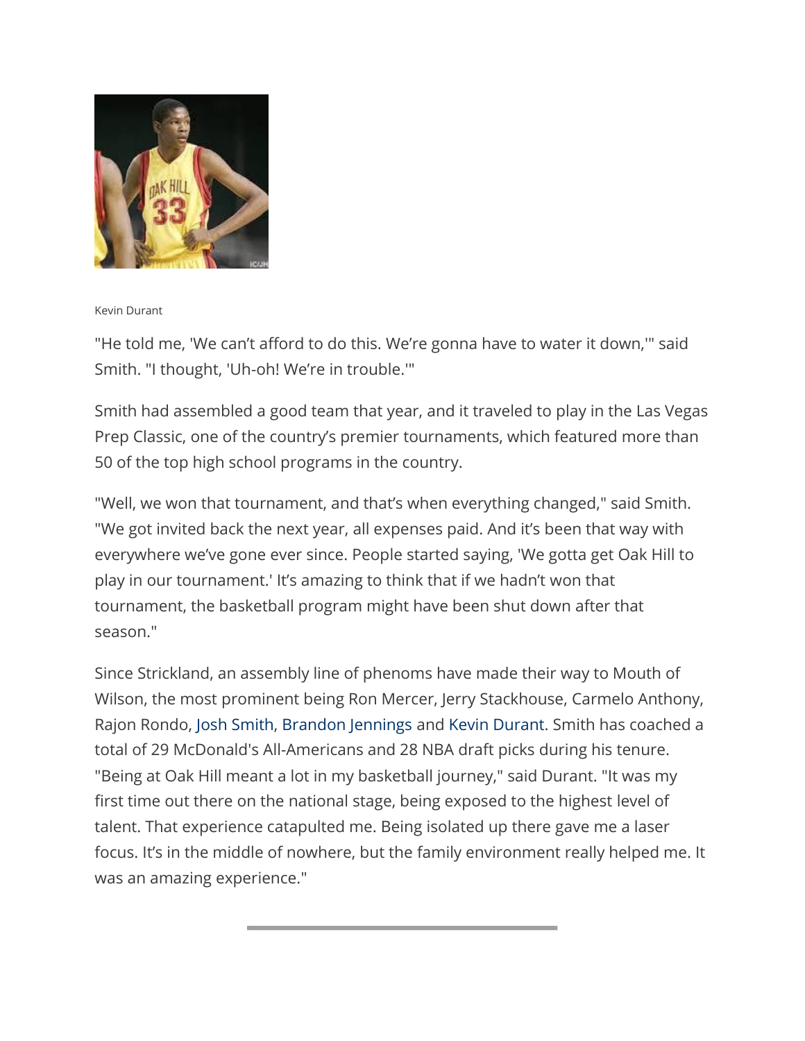Kevin Durant

"He told me, 'We can't afford to do this. We're gonna have to water it down,'" said Smith. "I thought, 'Uh-oh! We're in trouble.'"

Smith had assembled a good team that year, and it traveled to play in the Las Vegas Prep Classic, one of the country's premier tournaments, which featured more than 50 of the top high school programs in the country.

"Well, we won that tournament, and that's when everything changed," said Smith. "We got invited back the next year, all expenses paid. And it's been that way with everywhere we've gone ever since. People started saying, 'We gotta get Oak Hill to play in our tournament.' It's amazing to think that if we hadn't won that tournament, the basketball program might have been shut down after that season."

Since Strickland, an assembly line of phenoms have made their way to Mouth of Wilson, the most prominent being Ron Mercer, Jerry Stackhouse, Carmelo Anthony, Rajon Rondo, Josh Smith, Brandon Jennings and Kevin Durant. Smith has coached a total of 29 McDonald's All-Americans and 28 NBA draft picks during his tenure. "Being at Oak Hill meant a lot in my basketball journey," said Durant. "It was my first time out there on the national stage, being exposed to the highest level of talent. That experience catapulted me. Being isolated up there gave me a laser focus. It's in the middle of nowhere, but the family environment really helped me. It was an amazing experience."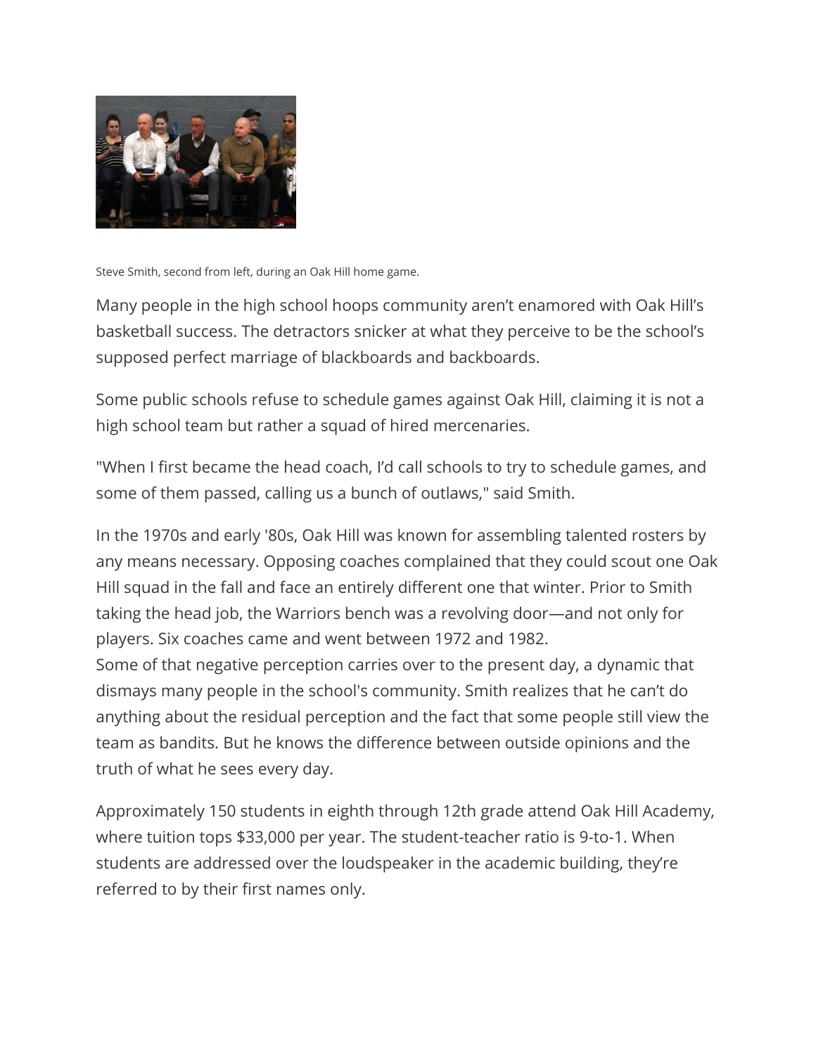Steve Smith, second from left, during an Oak Hill home game.

Many people in the high school hoops community aren't enamored with Oak Hill's basketball success. The detractors snicker at what they perceive to be the school's supposed perfect marriage of blackboards and backboards.

Some public schools refuse to schedule games against Oak Hill, claiming it is not a high school team but rather a squad of hired mercenaries.

"When I first became the head coach, I'd call schools to try to schedule games, and some of them passed, calling us a bunch of outlaws," said Smith.

In the 1970s and early '80s, Oak Hill was known for assembling talented rosters by any means necessary. Opposing coaches complained that they could scout one Oak Hill squad in the fall and face an entirely different one that winter. Prior to Smith taking the head job, the Warriors bench was a revolving door—and not only for players. Six coaches came and went between 1972 and 1982.
Some of that negative perception carries over to the present day, a dynamic that dismays many people in the school's community. Smith realizes that he can't do anything about the residual perception and the fact that some people still view the team as bandits. But he knows the difference between outside opinions and the truth of what he sees every day.

Approximately 150 students in eighth through 12th grade attend Oak Hill Academy, where tuition tops $33,000 per year. The student-teacher ratio is 9-to-1. When students are addressed over the loudspeaker in the academic building, they're referred to by their first names only.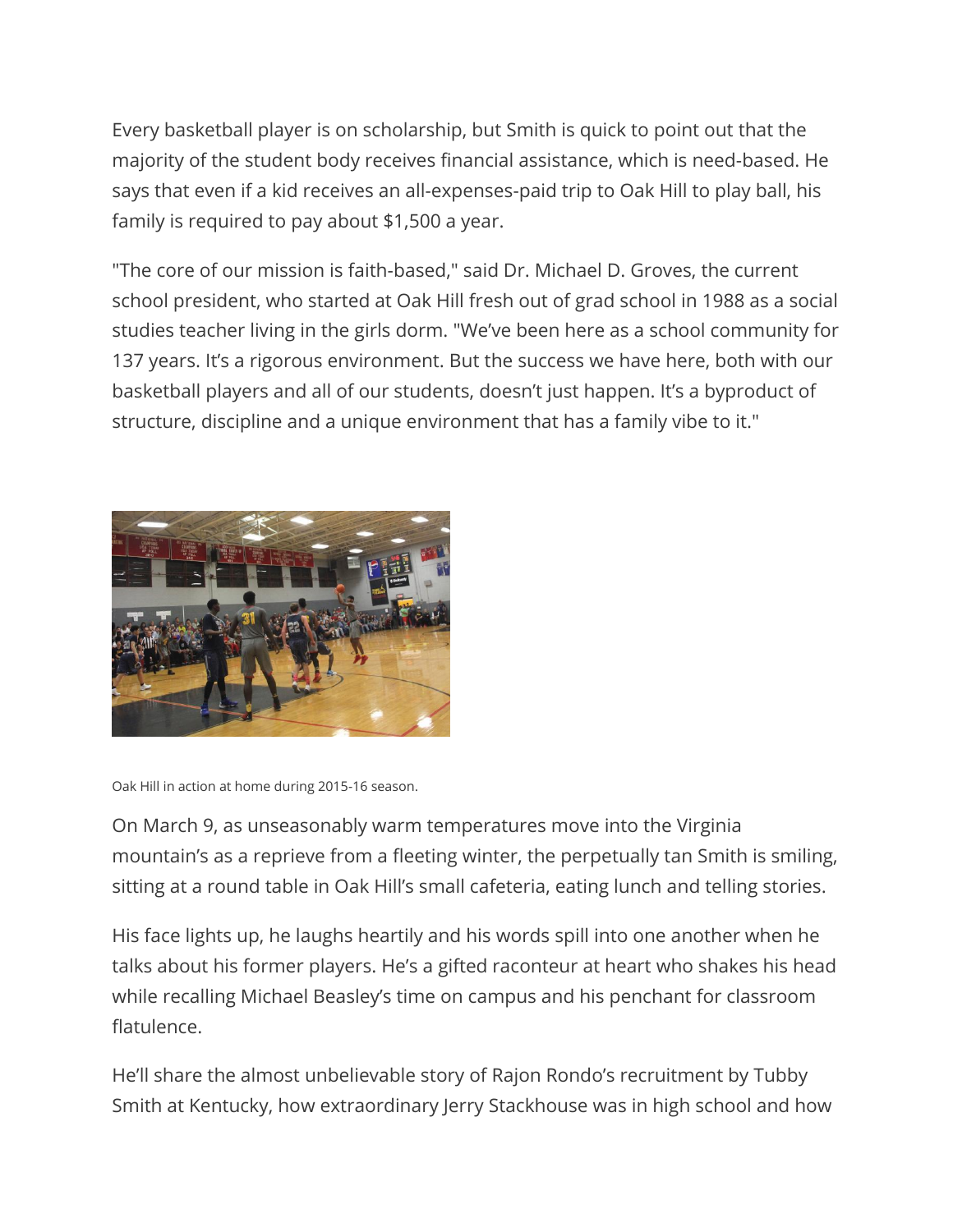Every basketball player is on scholarship, but Smith is quick to point out that the majority of the student body receives financial assistance, which is need-based. He says that even if a kid receives an all-expenses-paid trip to Oak Hill to play ball, his family is required to pay about $1,500 a year.

"The core of our mission is faith-based," said Dr. Michael D. Groves, the current school president, who started at Oak Hill fresh out of grad school in 1988 as a social studies teacher living in the girls dorm. "We've been here as a school community for 137 years. It's a rigorous environment. But the success we have here, both with our basketball players and all of our students, doesn't just happen. It's a byproduct of structure, discipline and a unique environment that has a family vibe to it."

Oak Hill in action at home during 2015-16 season.

On March 9, as unseasonably warm temperatures move into the Virginia mountain's as a reprieve from a fleeting winter, the perpetually tan Smith is smiling, sitting at a round table in Oak Hill's small cafeteria, eating lunch and telling stories.

His face lights up, he laughs heartily and his words spill into one another when he talks about his former players. He's a gifted raconteur at heart who shakes his head while recalling Michael Beasley's time on campus and his penchant for classroom flatulence.

He'll share the almost unbelievable story of Rajon Rondo's recruitment by Tubby Smith at Kentucky, how extraordinary Jerry Stackhouse was in high school and how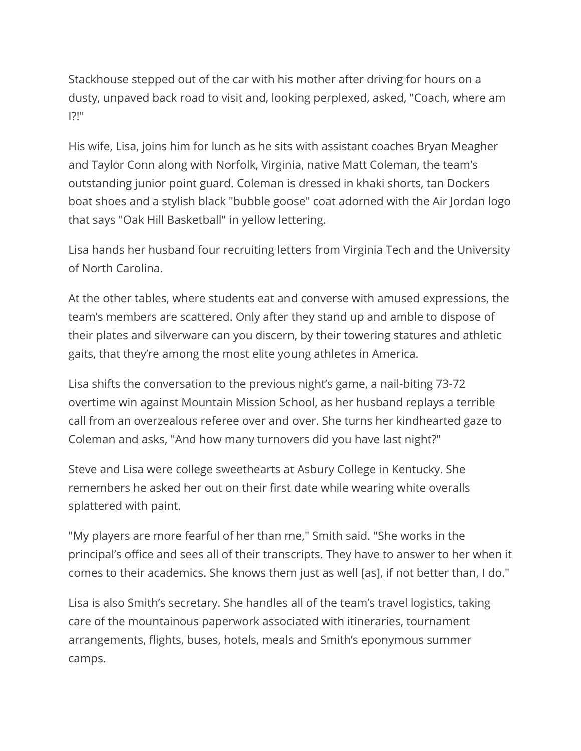Stackhouse stepped out of the car with his mother after driving for hours on a dusty, unpaved back road to visit and, looking perplexed, asked, "Coach, where am I?!"

His wife, Lisa, joins him for lunch as he sits with assistant coaches Bryan Meagher and Taylor Conn along with Norfolk, Virginia, native Matt Coleman, the team's outstanding junior point guard. Coleman is dressed in khaki shorts, tan Dockers boat shoes and a stylish black "bubble goose" coat adorned with the Air Jordan logo that says "Oak Hill Basketball" in yellow lettering.

Lisa hands her husband four recruiting letters from Virginia Tech and the University of North Carolina.

At the other tables, where students eat and converse with amused expressions, the team's members are scattered. Only after they stand up and amble to dispose of their plates and silverware can you discern, by their towering statures and athletic gaits, that they're among the most elite young athletes in America.

Lisa shifts the conversation to the previous night's game, a nail-biting 73-72 overtime win against Mountain Mission School, as her husband replays a terrible call from an overzealous referee over and over. She turns her kindhearted gaze to Coleman and asks, "And how many turnovers did you have last night?"

Steve and Lisa were college sweethearts at Asbury College in Kentucky. She remembers he asked her out on their first date while wearing white overalls splattered with paint.

"My players are more fearful of her than me," Smith said. "She works in the principal's office and sees all of their transcripts. They have to answer to her when it comes to their academics. She knows them just as well [as], if not better than, I do."

Lisa is also Smith's secretary. She handles all of the team's travel logistics, taking care of the mountainous paperwork associated with itineraries, tournament arrangements, flights, buses, hotels, meals and Smith's eponymous summer camps.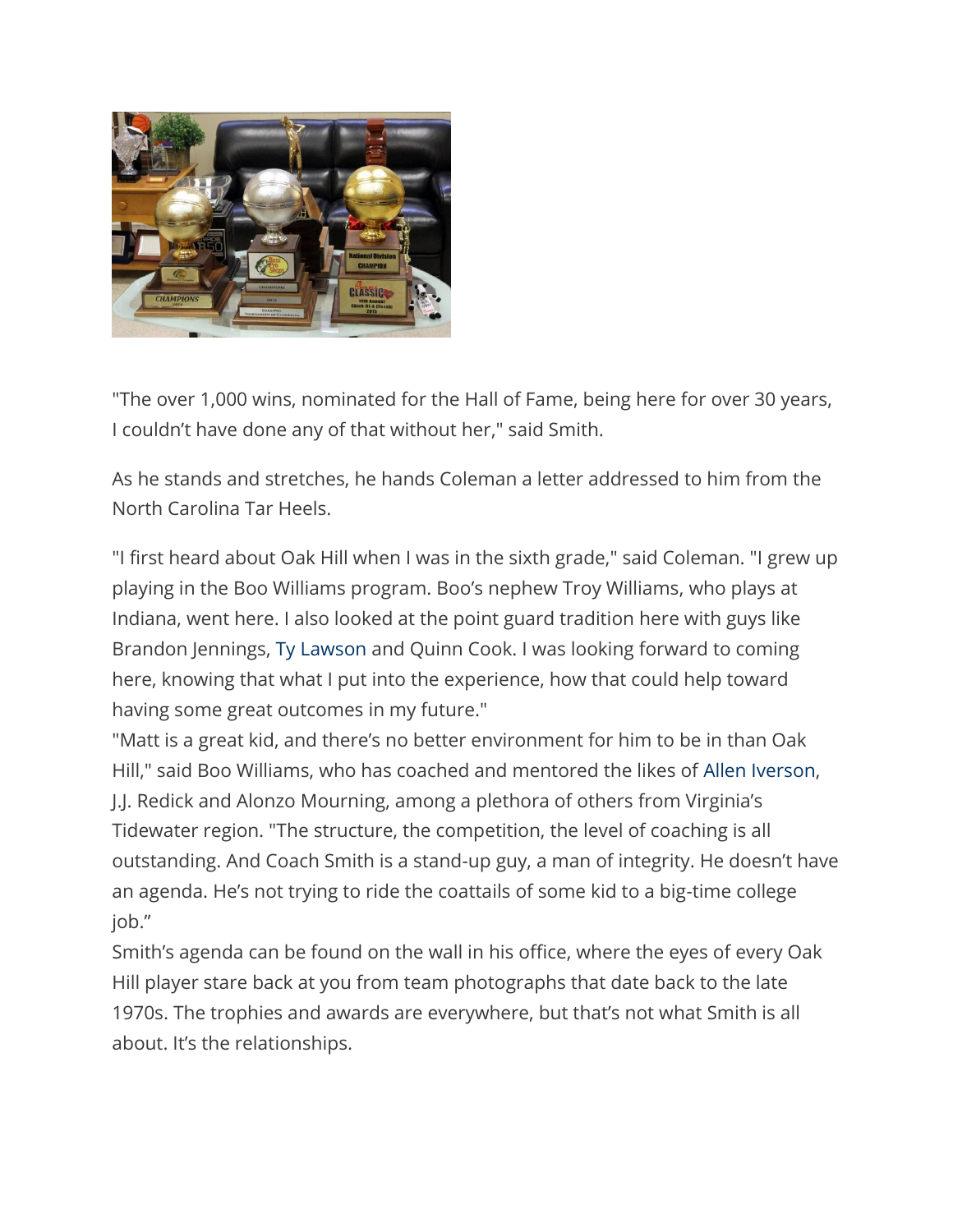"The over 1,000 wins, nominated for the Hall of Fame, being here for over 30 years, I couldn't have done any of that without her," said Smith.

As he stands and stretches, he hands Coleman a letter addressed to him from the North Carolina Tar Heels.

"I first heard about Oak Hill when I was in the sixth grade," said Coleman. "I grew up playing in the Boo Williams program. Boo's nephew Troy Williams, who plays at Indiana, went here. I also looked at the point guard tradition here with guys like Brandon Jennings, Ty Lawson and Quinn Cook. I was looking forward to coming here, knowing that what I put into the experience, how that could help toward having some great outcomes in my future."

"Matt is a great kid, and there's no better environment for him to be in than Oak Hill," said Boo Williams, who has coached and mentored the likes of Allen Iverson, J.J. Redick and Alonzo Mourning, among a plethora of others from Virginia's Tidewater region. "The structure, the competition, the level of coaching is all outstanding. And Coach Smith is a stand-up guy, a man of integrity. He doesn't have an agenda. He's not trying to ride the coattails of some kid to a big-time college job."

Smith's agenda can be found on the wall in his office, where the eyes of every Oak Hill player stare back at you from team photographs that date back to the late 1970s. The trophies and awards are everywhere, but that's not what Smith is all about. It's the relationships.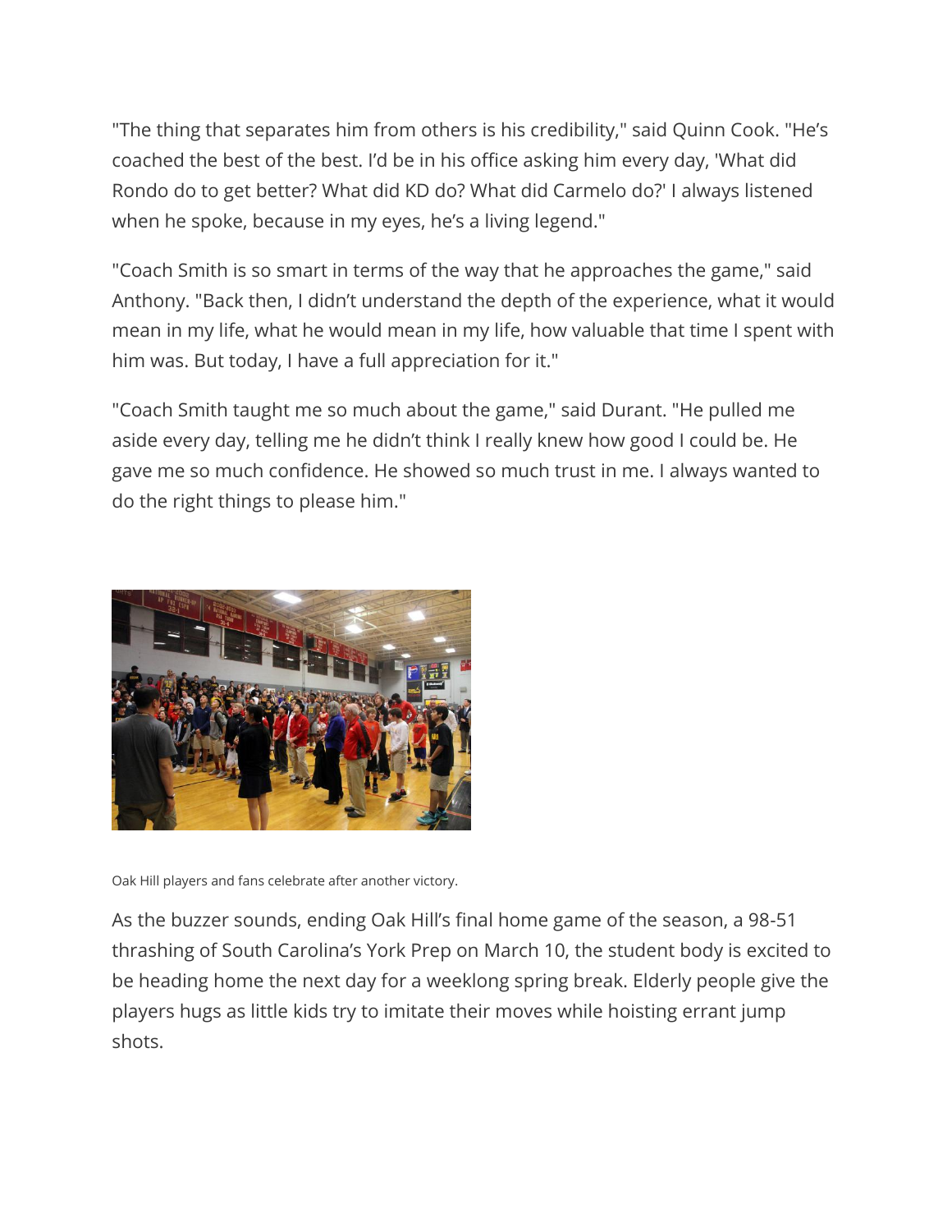"The thing that separates him from others is his credibility," said Quinn Cook. "He's coached the best of the best. I'd be in his office asking him every day, 'What did Rondo do to get better? What did KD do? What did Carmelo do?' I always listened when he spoke, because in my eyes, he's a living legend."

"Coach Smith is so smart in terms of the way that he approaches the game," said Anthony. "Back then, I didn't understand the depth of the experience, what it would mean in my life, what he would mean in my life, how valuable that time I spent with him was. But today, I have a full appreciation for it."

"Coach Smith taught me so much about the game," said Durant. "He pulled me aside every day, telling me he didn't think I really knew how good I could be. He gave me so much confidence. He showed so much trust in me. I always wanted to do the right things to please him."

Oak Hill players and fans celebrate after another victory.

As the buzzer sounds, ending Oak Hill's final home game of the season, a 98-51 thrashing of South Carolina's York Prep on March 10, the student body is excited to be heading home the next day for a weeklong spring break. Elderly people give the players hugs as little kids try to imitate their moves while hoisting errant jump shots.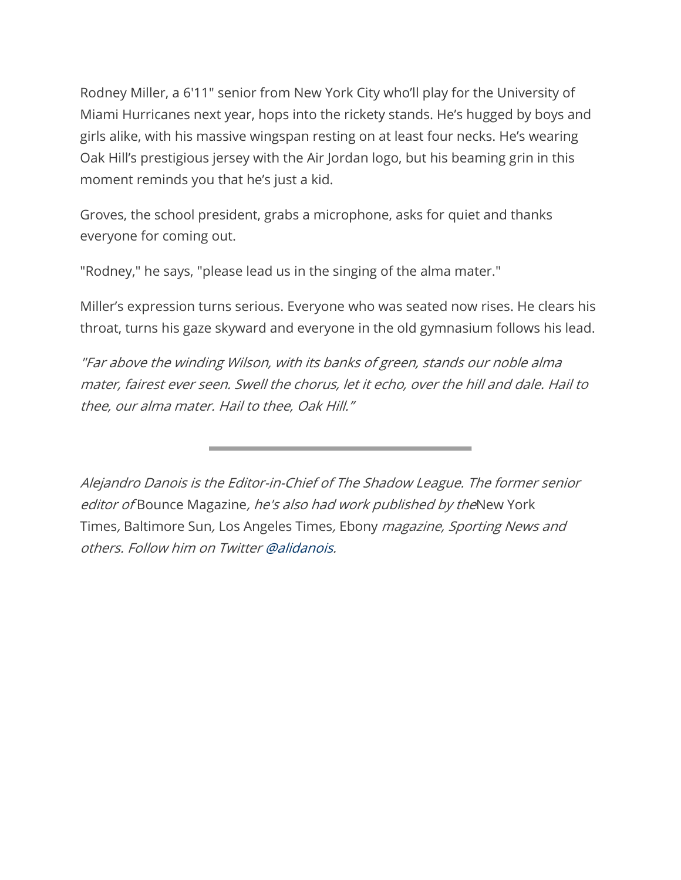Rodney Miller, a 6'11" senior from New York City who'll play for the University of Miami Hurricanes next year, hops into the rickety stands. He's hugged by boys and girls alike, with his massive wingspan resting on at least four necks. He's wearing Oak Hill's prestigious jersey with the Air Jordan logo, but his beaming grin in this moment reminds you that he's just a kid.

Groves, the school president, grabs a microphone, asks for quiet and thanks everyone for coming out.

"Rodney," he says, "please lead us in the singing of the alma mater."

Miller's expression turns serious. Everyone who was seated now rises. He clears his throat, turns his gaze skyward and everyone in the old gymnasium follows his lead.

*"Far above the winding Wilson, with its banks of green, stands our noble alma mater, fairest ever seen. Swell the chorus, let it echo, over the hill and dale. Hail to thee, our alma mater. Hail to thee, Oak Hill."*

---

*Alejandro Danois is the Editor-in-Chief of The Shadow League. The former senior editor of* Bounce Magazine*, he's also had work published by the* New York Times*,* Baltimore Sun*,* Los Angeles Times*,* Ebony *magazine, Sporting News and others. Follow him on Twitter @alidanois.*